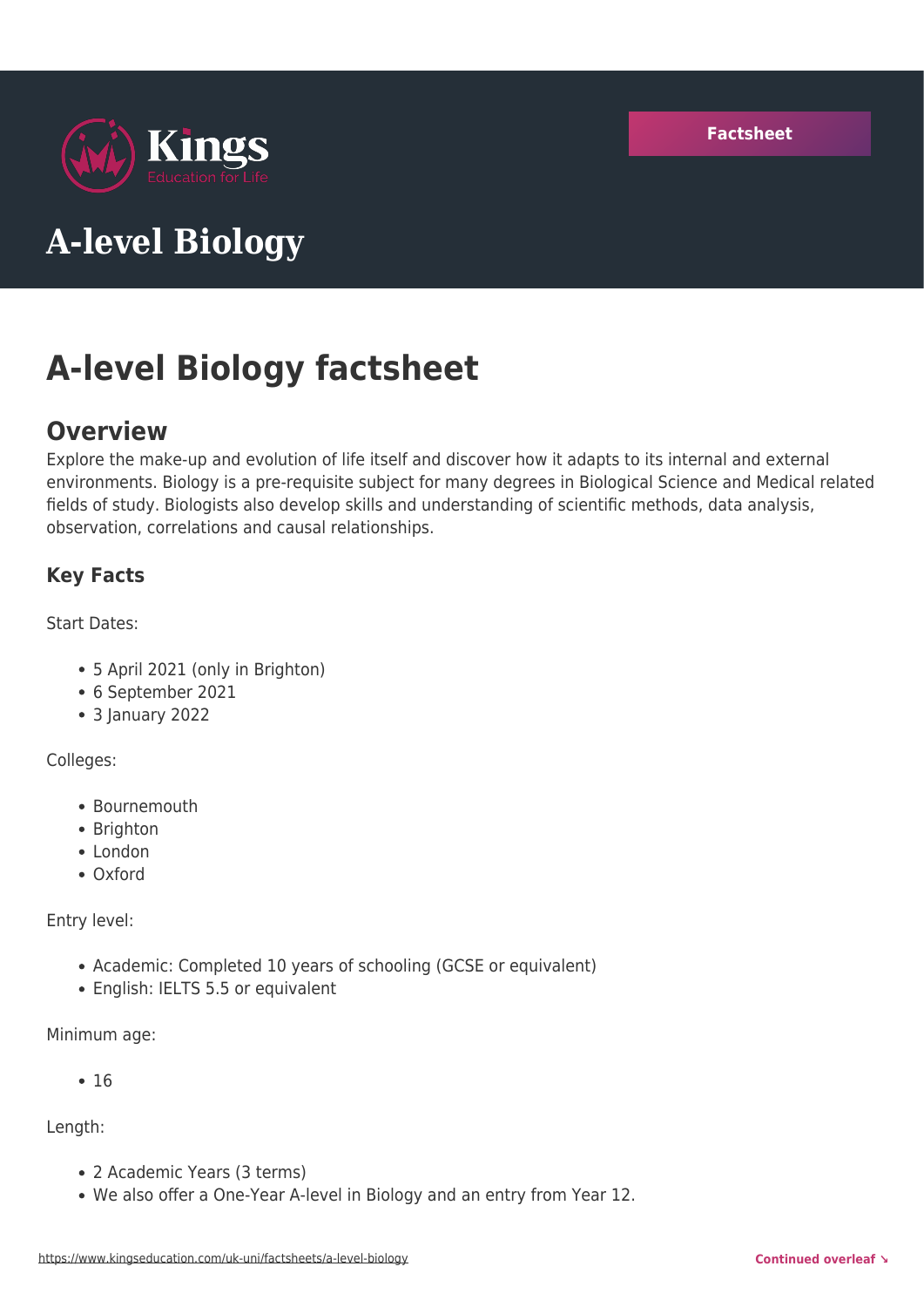Kings
Education for Life

Factsheet

# A-level Biology

# A-level Biology factsheet

## Overview

Explore the make-up and evolution of life itself and discover how it adapts to its internal and external environments. Biology is a pre-requisite subject for many degrees in Biological Science and Medical related fields of study. Biologists also develop skills and understanding of scientific methods, data analysis, observation, correlations and causal relationships.

### Key Facts

Start Dates:

- 5 April 2021 (only in Brighton)
- 6 September 2021
- 3 January 2022

Colleges:

- Bournemouth
- Brighton
- London
- Oxford

Entry level:

- Academic: Completed 10 years of schooling (GCSE or equivalent)
- English: IELTS 5.5 or equivalent

Minimum age:

- 16

Length:

- 2 Academic Years (3 terms)
- We also offer a One-Year A-level in Biology and an entry from Year 12.

https://www.kingseducation.com/uk-uni/factsheets/a-level-biology

Continued overleaf ↘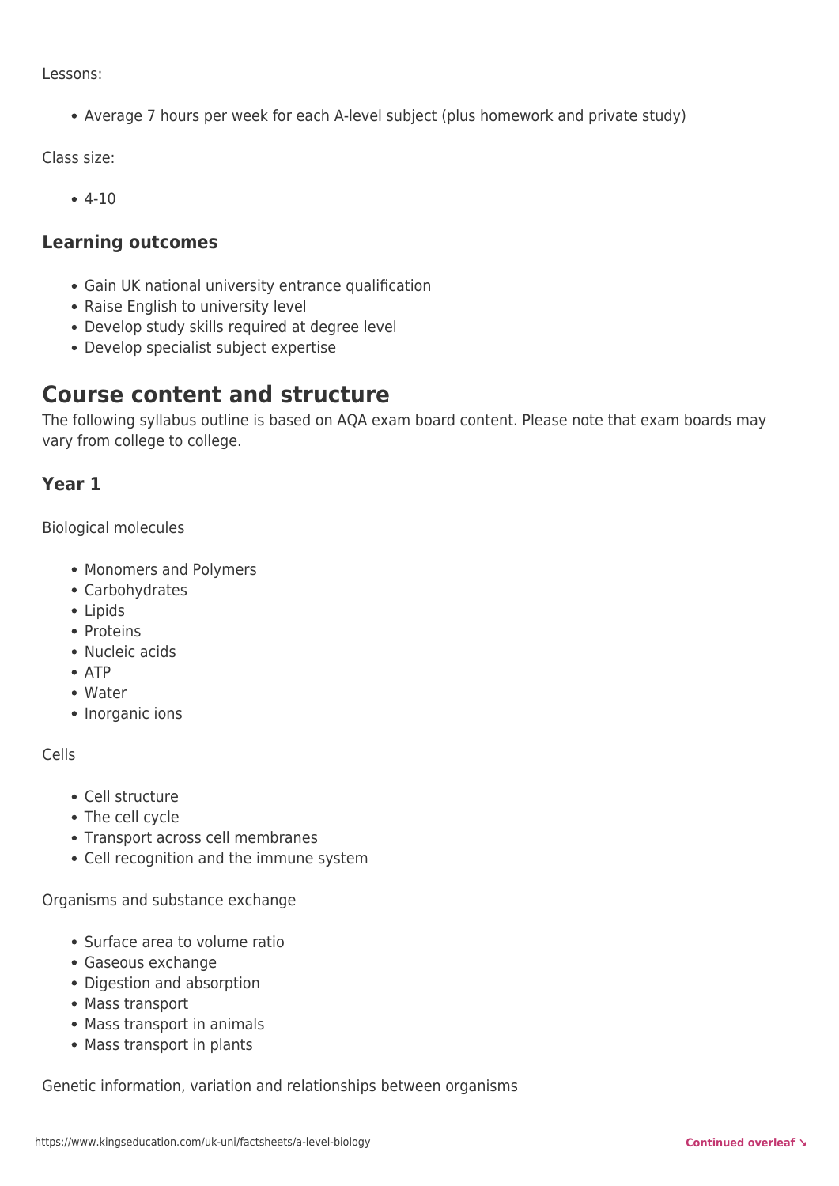Lessons:

- Average 7 hours per week for each A-level subject (plus homework and private study)

Class size:

- 4-10

### Learning outcomes

- Gain UK national university entrance qualification
- Raise English to university level
- Develop study skills required at degree level
- Develop specialist subject expertise

## Course content and structure

The following syllabus outline is based on AQA exam board content. Please note that exam boards may vary from college to college.

### Year 1

Biological molecules

- Monomers and Polymers
- Carbohydrates
- Lipids
- Proteins
- Nucleic acids
- ATP
- Water
- Inorganic ions

Cells

- Cell structure
- The cell cycle
- Transport across cell membranes
- Cell recognition and the immune system

Organisms and substance exchange

- Surface area to volume ratio
- Gaseous exchange
- Digestion and absorption
- Mass transport
- Mass transport in animals
- Mass transport in plants

Genetic information, variation and relationships between organisms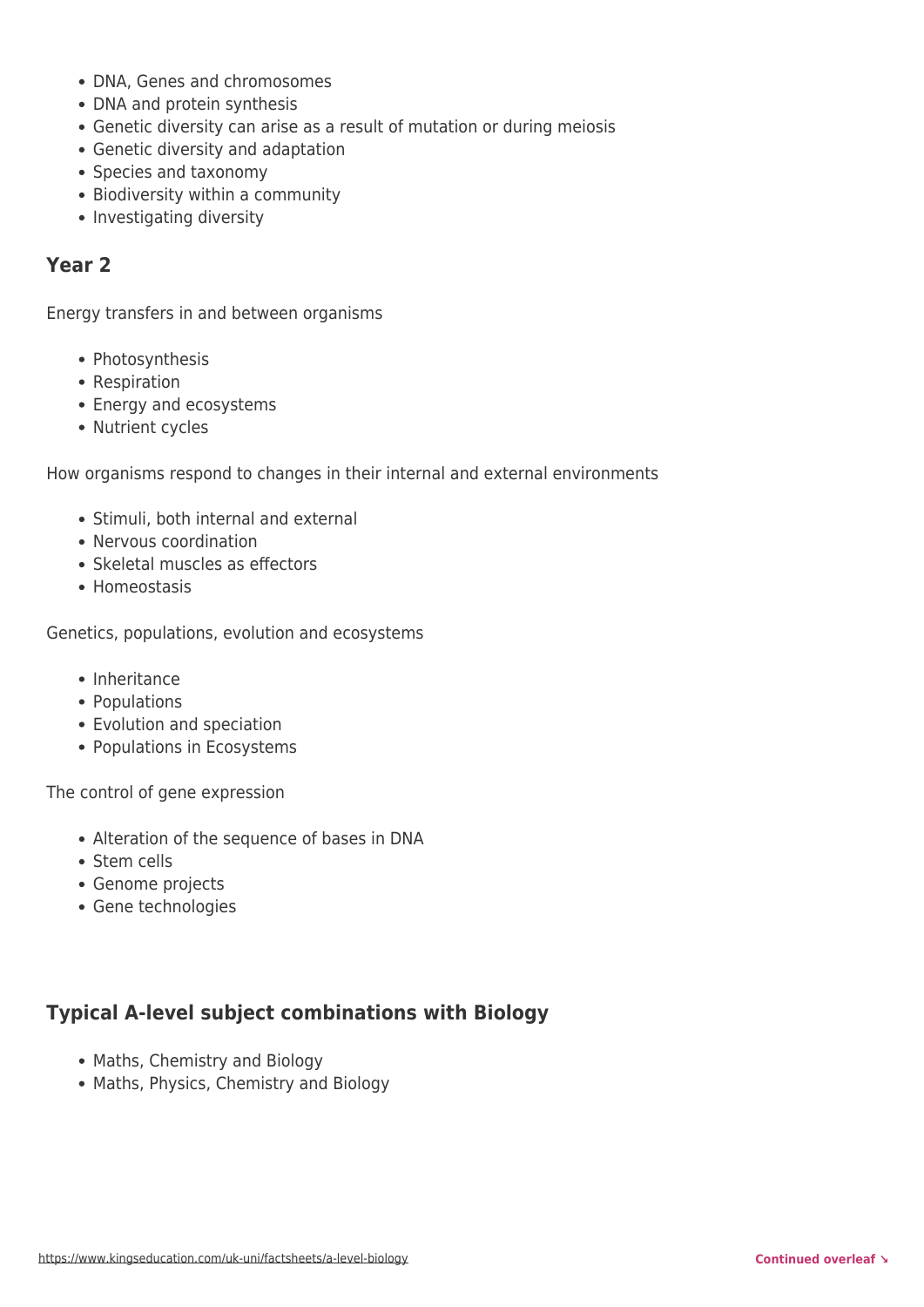- DNA, Genes and chromosomes
- DNA and protein synthesis
- Genetic diversity can arise as a result of mutation or during meiosis
- Genetic diversity and adaptation
- Species and taxonomy
- Biodiversity within a community
- Investigating diversity

## Year 2

Energy transfers in and between organisms

- Photosynthesis
- Respiration
- Energy and ecosystems
- Nutrient cycles

How organisms respond to changes in their internal and external environments

- Stimuli, both internal and external
- Nervous coordination
- Skeletal muscles as effectors
- Homeostasis

Genetics, populations, evolution and ecosystems

- Inheritance
- Populations
- Evolution and speciation
- Populations in Ecosystems

The control of gene expression

- Alteration of the sequence of bases in DNA
- Stem cells
- Genome projects
- Gene technologies

## Typical A-level subject combinations with Biology

- Maths, Chemistry and Biology
- Maths, Physics, Chemistry and Biology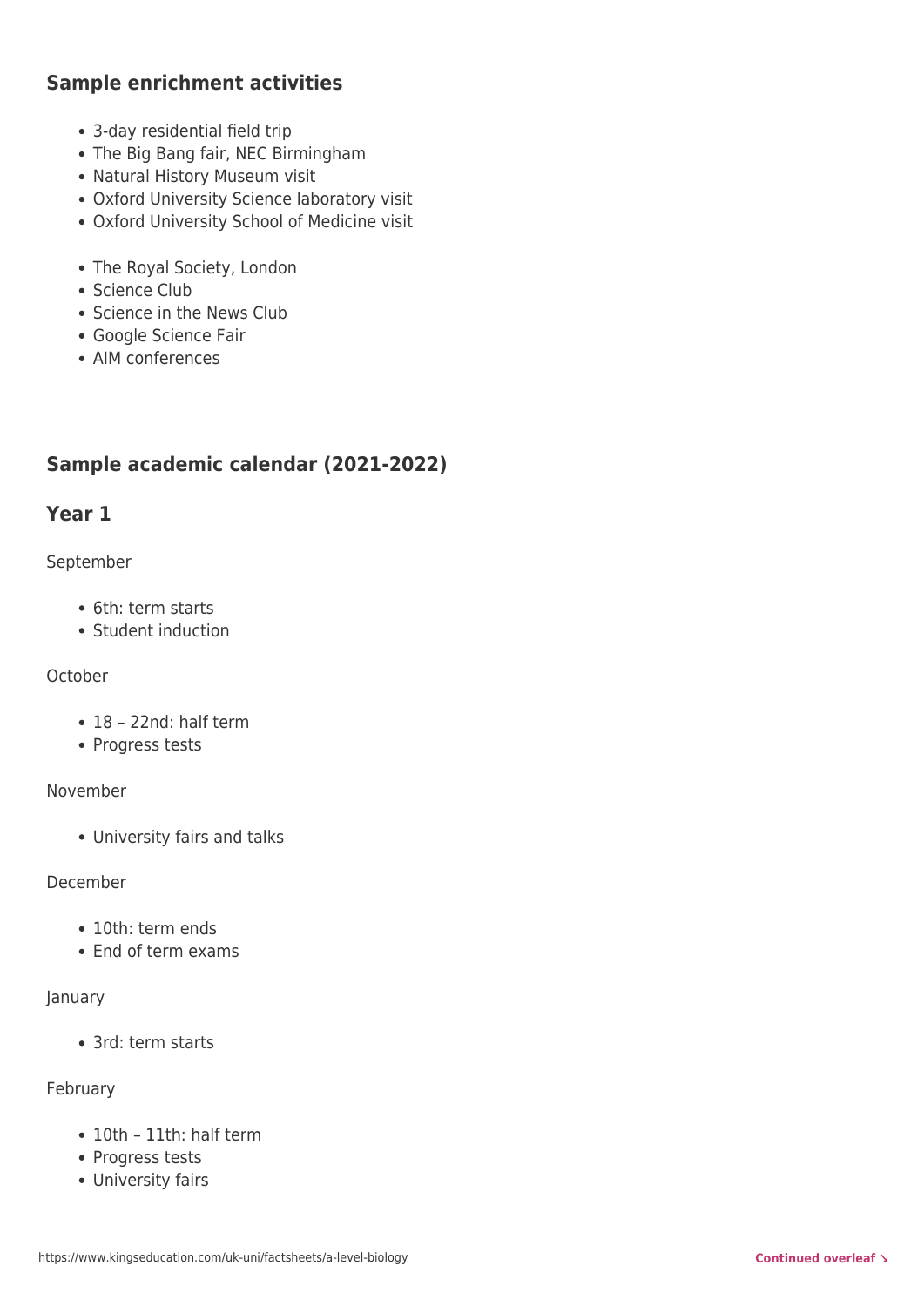## Sample enrichment activities

- 3-day residential field trip
- The Big Bang fair, NEC Birmingham
- Natural History Museum visit
- Oxford University Science laboratory visit
- Oxford University School of Medicine visit

- The Royal Society, London
- Science Club
- Science in the News Club
- Google Science Fair
- AIM conferences

## Sample academic calendar (2021-2022)

## Year 1

September

- 6th: term starts
- Student induction

October

- 18 – 22nd: half term
- Progress tests

November

- University fairs and talks

December

- 10th: term ends
- End of term exams

January

- 3rd: term starts

February

- 10th – 11th: half term
- Progress tests
- University fairs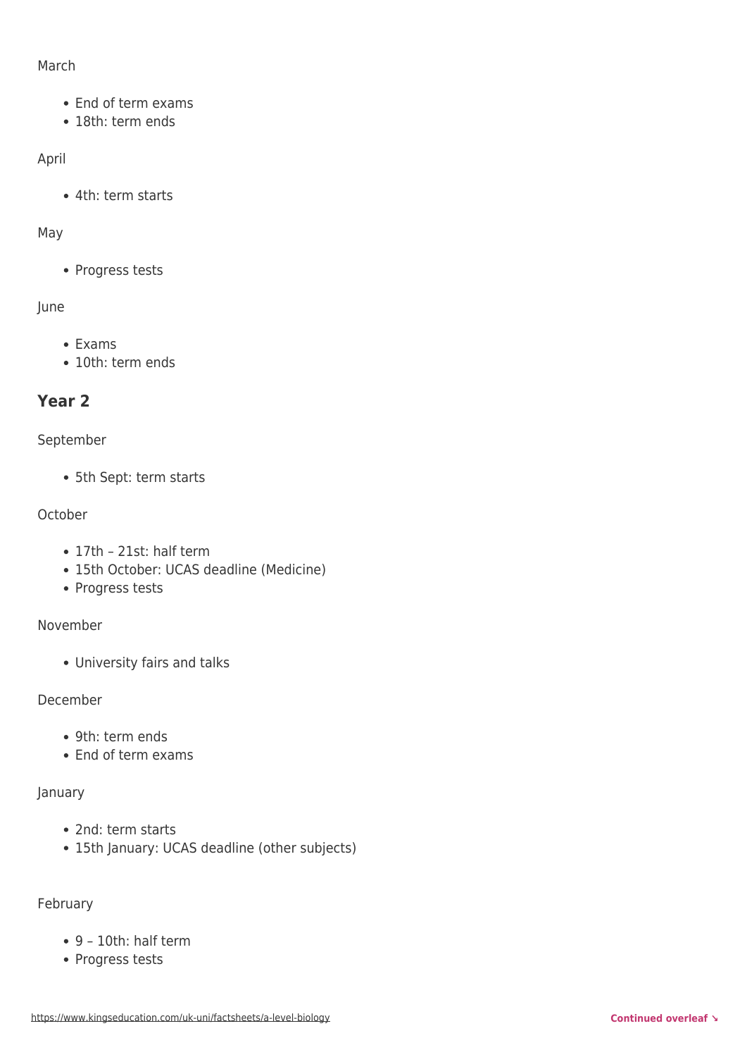March

- End of term exams
- 18th: term ends

April

- 4th: term starts

May

- Progress tests

June

- Exams
- 10th: term ends

## Year 2

September

- 5th Sept: term starts

October

- 17th – 21st: half term
- 15th October: UCAS deadline (Medicine)
- Progress tests

November

- University fairs and talks

December

- 9th: term ends
- End of term exams

January

- 2nd: term starts
- 15th January: UCAS deadline (other subjects)

February

- 9 – 10th: half term
- Progress tests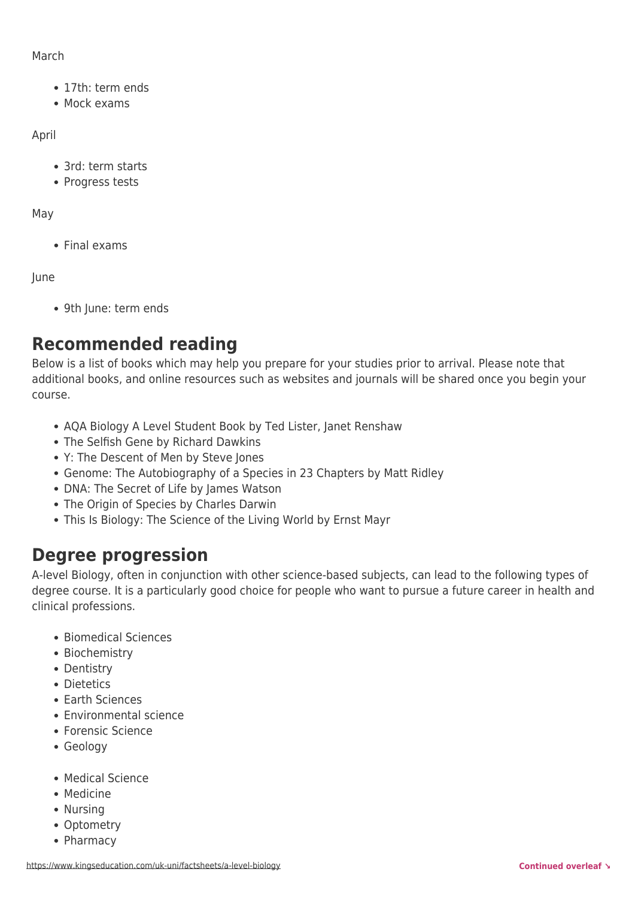March

- 17th: term ends
- Mock exams

April

- 3rd: term starts
- Progress tests

May

- Final exams

June

- 9th June: term ends

## Recommended reading

Below is a list of books which may help you prepare for your studies prior to arrival. Please note that additional books, and online resources such as websites and journals will be shared once you begin your course.

- AQA Biology A Level Student Book by Ted Lister, Janet Renshaw
- The Selfish Gene by Richard Dawkins
- Y: The Descent of Men by Steve Jones
- Genome: The Autobiography of a Species in 23 Chapters by Matt Ridley
- DNA: The Secret of Life by James Watson
- The Origin of Species by Charles Darwin
- This Is Biology: The Science of the Living World by Ernst Mayr

## Degree progression

A-level Biology, often in conjunction with other science-based subjects, can lead to the following types of degree course. It is a particularly good choice for people who want to pursue a future career in health and clinical professions.

- Biomedical Sciences
- Biochemistry
- Dentistry
- Dietetics
- Earth Sciences
- Environmental science
- Forensic Science
- Geology

- Medical Science
- Medicine
- Nursing
- Optometry
- Pharmacy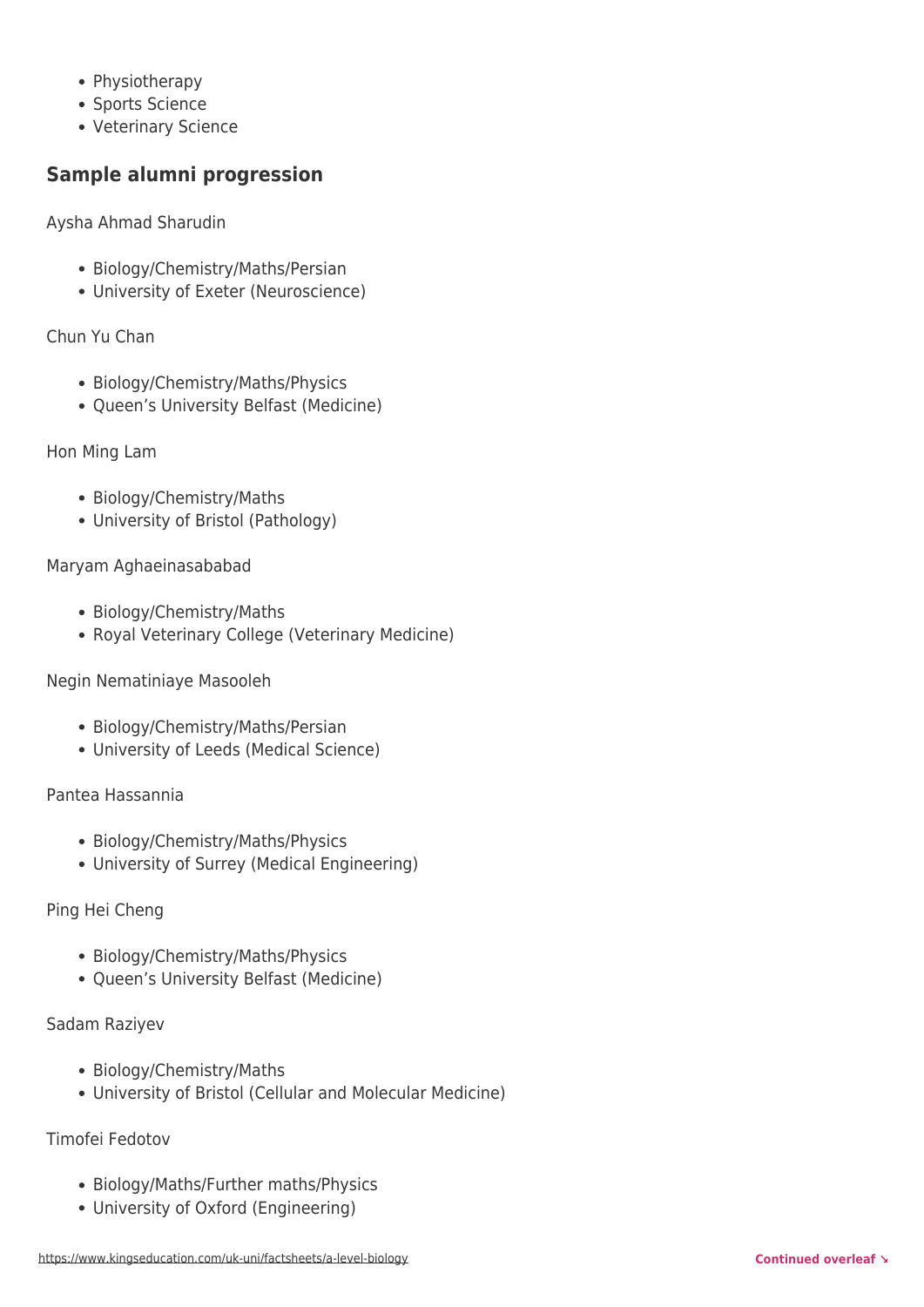- Physiotherapy
- Sports Science
- Veterinary Science

### Sample alumni progression

Aysha Ahmad Sharudin

- Biology/Chemistry/Maths/Persian
- University of Exeter (Neuroscience)

Chun Yu Chan

- Biology/Chemistry/Maths/Physics
- Queen's University Belfast (Medicine)

Hon Ming Lam

- Biology/Chemistry/Maths
- University of Bristol (Pathology)

Maryam Aghaeinasababad

- Biology/Chemistry/Maths
- Royal Veterinary College (Veterinary Medicine)

Negin Nematiniaye Masooleh

- Biology/Chemistry/Maths/Persian
- University of Leeds (Medical Science)

Pantea Hassannia

- Biology/Chemistry/Maths/Physics
- University of Surrey (Medical Engineering)

Ping Hei Cheng

- Biology/Chemistry/Maths/Physics
- Queen's University Belfast (Medicine)

Sadam Raziyev

- Biology/Chemistry/Maths
- University of Bristol (Cellular and Molecular Medicine)

Timofei Fedotov

- Biology/Maths/Further maths/Physics
- University of Oxford (Engineering)